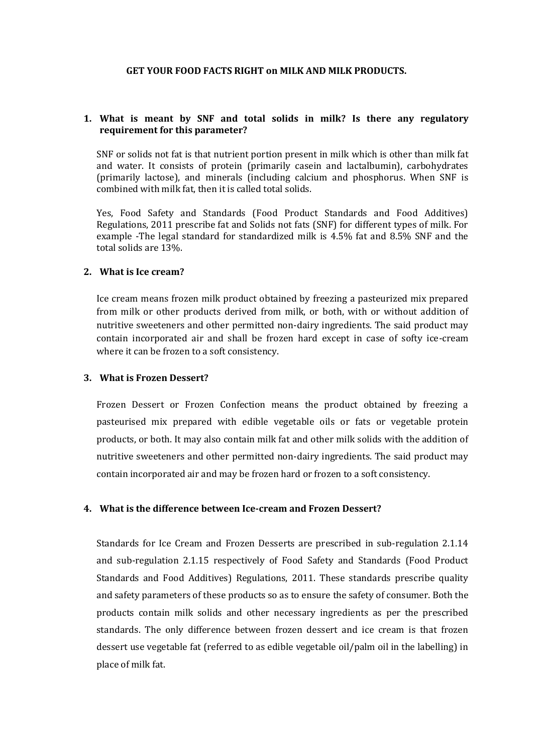# GET YOUR FOOD FACTS RIGHT on MILK AND MILK PRODUCTS.

1. **What is meant by SNF and total solids in milk? Is there any regulatory requirement for this parameter?**

   SNF or solids not fat is that nutrient portion present in milk which is other than milk fat and water. It consists of protein (primarily casein and lactalbumin), carbohydrates (primarily lactose), and minerals (including calcium and phosphorus. When SNF is combined with milk fat, then it is called total solids.

   Yes, Food Safety and Standards (Food Product Standards and Food Additives) Regulations, 2011 prescribe fat and Solids not fats (SNF) for different types of milk. For example -The legal standard for standardized milk is 4.5% fat and 8.5% SNF and the total solids are 13%.

2. **What is Ice cream?**

   Ice cream means frozen milk product obtained by freezing a pasteurized mix prepared from milk or other products derived from milk, or both, with or without addition of nutritive sweeteners and other permitted non-dairy ingredients. The said product may contain incorporated air and shall be frozen hard except in case of softy ice-cream where it can be frozen to a soft consistency.

3. **What is Frozen Dessert?**

   Frozen Dessert or Frozen Confection means the product obtained by freezing a pasteurised mix prepared with edible vegetable oils or fats or vegetable protein products, or both. It may also contain milk fat and other milk solids with the addition of nutritive sweeteners and other permitted non-dairy ingredients. The said product may contain incorporated air and may be frozen hard or frozen to a soft consistency.

4. **What is the difference between Ice-cream and Frozen Dessert?**

   Standards for Ice Cream and Frozen Desserts are prescribed in sub-regulation 2.1.14 and sub-regulation 2.1.15 respectively of Food Safety and Standards (Food Product Standards and Food Additives) Regulations, 2011. These standards prescribe quality and safety parameters of these products so as to ensure the safety of consumer. Both the products contain milk solids and other necessary ingredients as per the prescribed standards. The only difference between frozen dessert and ice cream is that frozen dessert use vegetable fat (referred to as edible vegetable oil/palm oil in the labelling) in place of milk fat.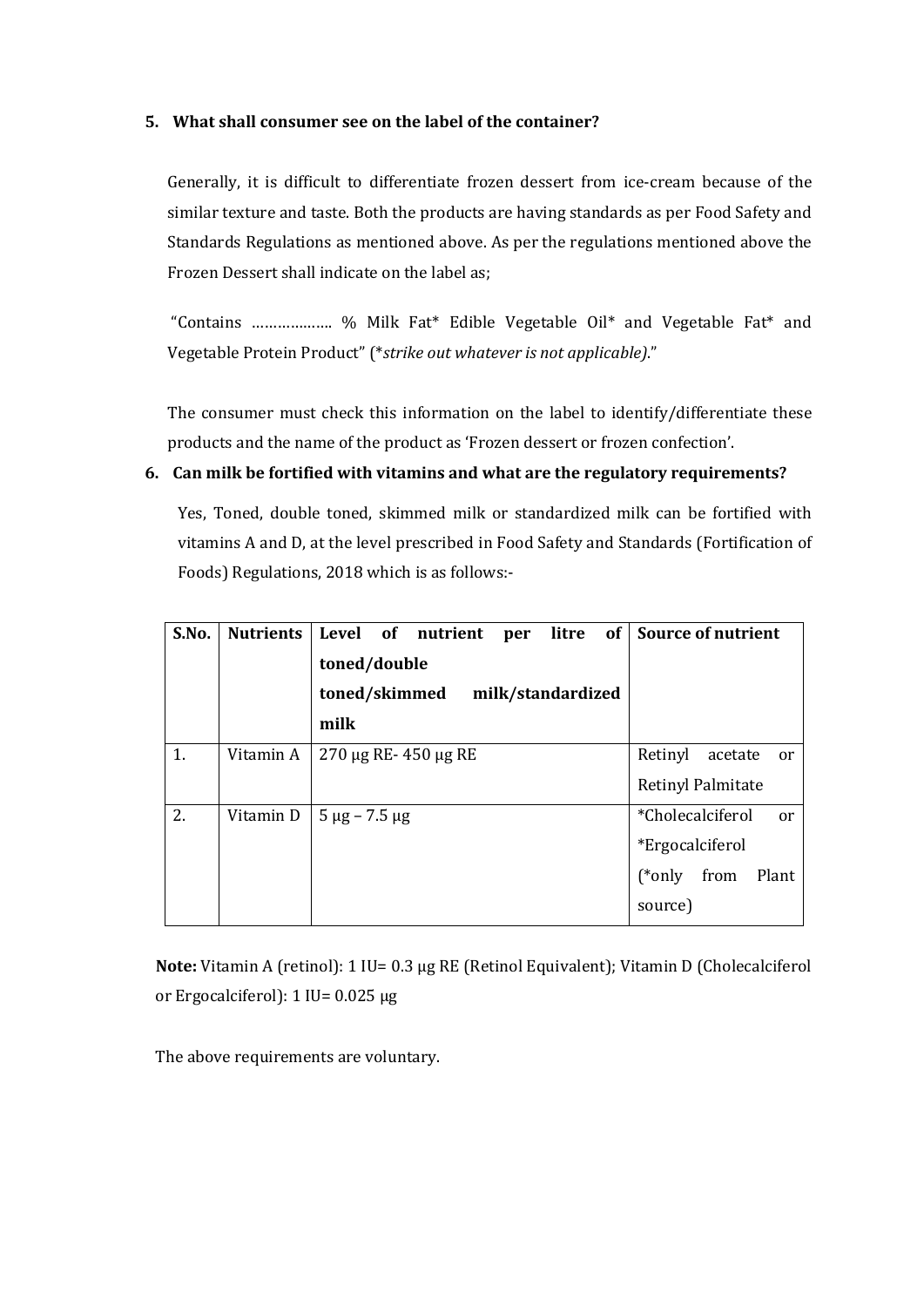5. **What shall consumer see on the label of the container?**

Generally, it is difficult to differentiate frozen dessert from ice-cream because of the similar texture and taste. Both the products are having standards as per Food Safety and Standards Regulations as mentioned above. As per the regulations mentioned above the Frozen Dessert shall indicate on the label as;

"Contains ……………… % Milk Fat* Edible Vegetable Oil* and Vegetable Fat* and Vegetable Protein Product" (*\*strike out whatever is not applicable).*"

The consumer must check this information on the label to identify/differentiate these products and the name of the product as 'Frozen dessert or frozen confection'.

6. **Can milk be fortified with vitamins and what are the regulatory requirements?**

Yes, Toned, double toned, skimmed milk or standardized milk can be fortified with vitamins A and D, at the level prescribed in Food Safety and Standards (Fortification of Foods) Regulations, 2018 which is as follows:-

| S.No. | Nutrients | Level of nutrient per litre of toned/double toned/skimmed milk/standardized milk | Source of nutrient |
|---|---|---|---|
| 1. | Vitamin A | 270 μg RE- 450 μg RE | Retinyl acetate or Retinyl Palmitate |
| 2. | Vitamin D | 5 μg – 7.5 μg | *Cholecalciferol or *Ergocalciferol (*only from Plant source) |

**Note:** Vitamin A (retinol): 1 IU= 0.3 μg RE (Retinol Equivalent); Vitamin D (Cholecalciferol or Ergocalciferol): 1 IU= 0.025 μg

The above requirements are voluntary.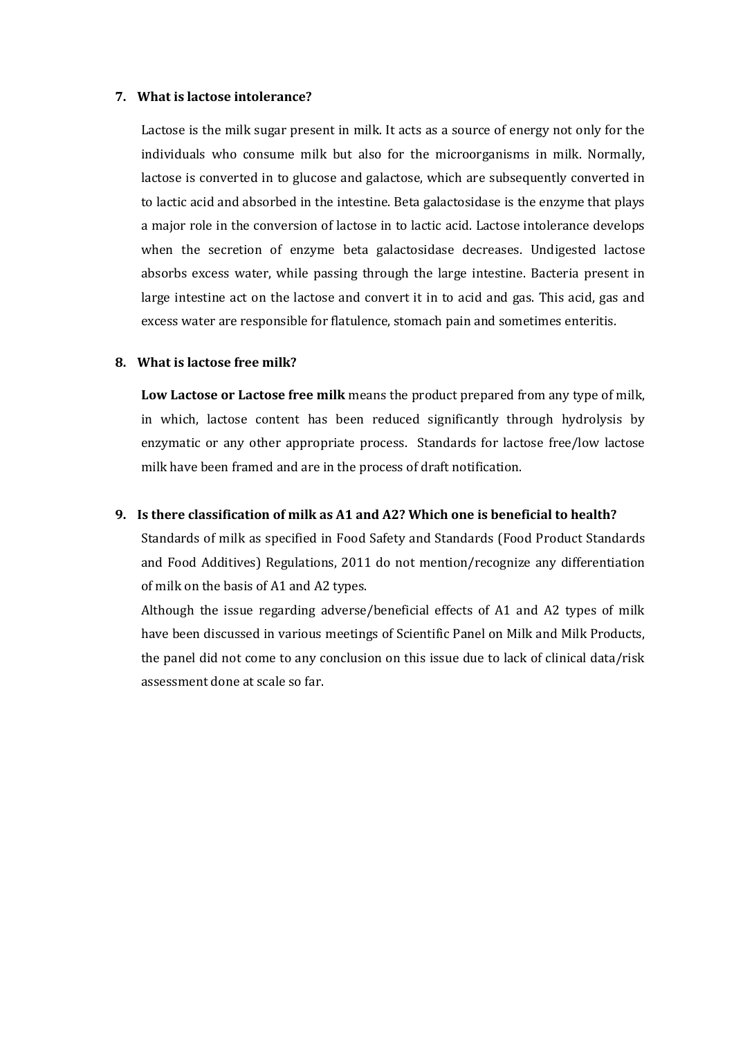**7. What is lactose intolerance?**

Lactose is the milk sugar present in milk. It acts as a source of energy not only for the individuals who consume milk but also for the microorganisms in milk. Normally, lactose is converted in to glucose and galactose, which are subsequently converted in to lactic acid and absorbed in the intestine. Beta galactosidase is the enzyme that plays a major role in the conversion of lactose in to lactic acid. Lactose intolerance develops when the secretion of enzyme beta galactosidase decreases. Undigested lactose absorbs excess water, while passing through the large intestine. Bacteria present in large intestine act on the lactose and convert it in to acid and gas. This acid, gas and excess water are responsible for flatulence, stomach pain and sometimes enteritis.

**8. What is lactose free milk?**

**Low Lactose or Lactose free milk** means the product prepared from any type of milk, in which, lactose content has been reduced significantly through hydrolysis by enzymatic or any other appropriate process. Standards for lactose free/low lactose milk have been framed and are in the process of draft notification.

**9. Is there classification of milk as A1 and A2? Which one is beneficial to health?**

Standards of milk as specified in Food Safety and Standards (Food Product Standards and Food Additives) Regulations, 2011 do not mention/recognize any differentiation of milk on the basis of A1 and A2 types.

Although the issue regarding adverse/beneficial effects of A1 and A2 types of milk have been discussed in various meetings of Scientific Panel on Milk and Milk Products, the panel did not come to any conclusion on this issue due to lack of clinical data/risk assessment done at scale so far.